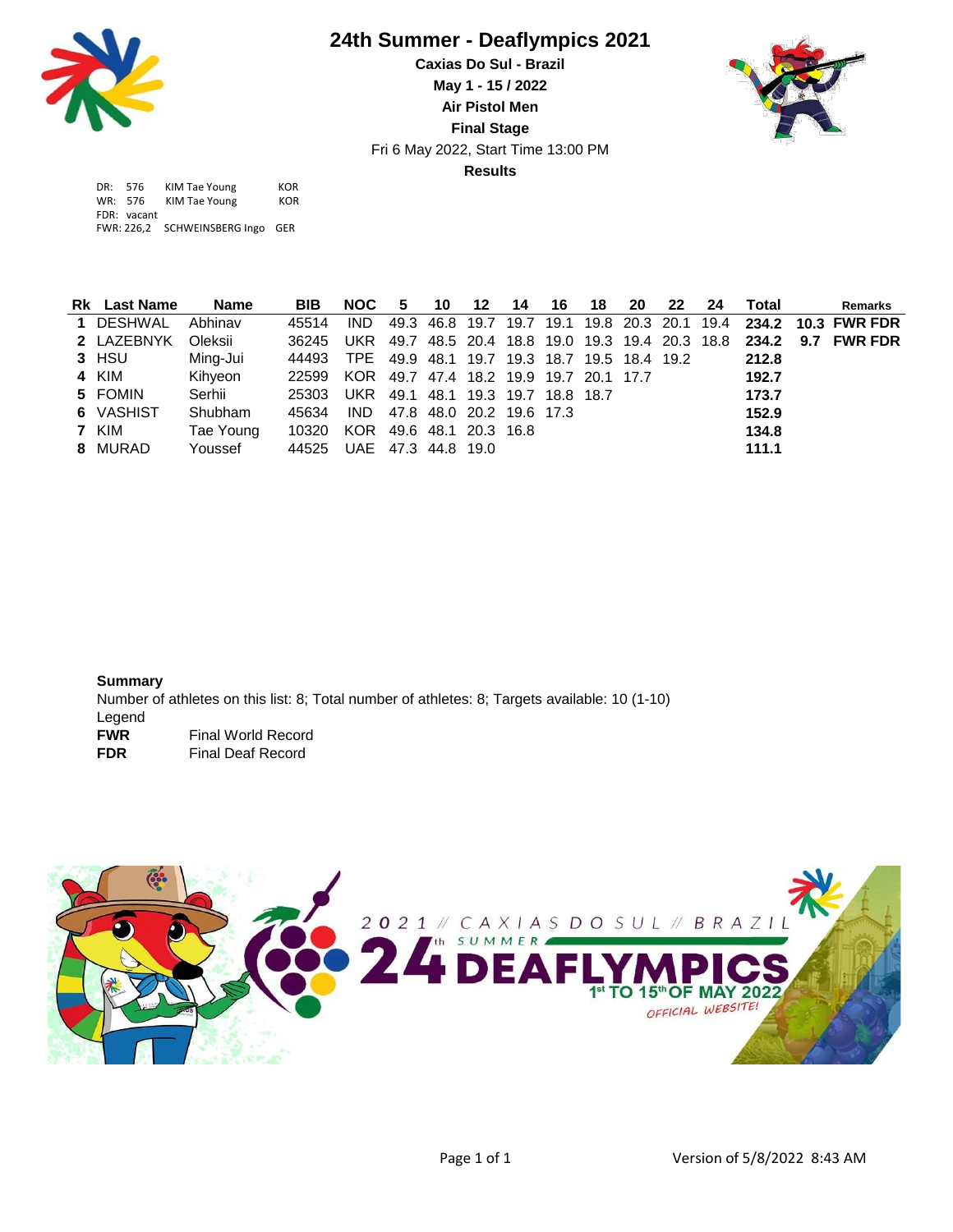# 24th Summer - Deaflympics 2021

**Caxias Do Sul - Brazil**

**May 1 - 15 / 2022**

**Air Pistol Men**

**Final Stage**

Fri 6 May 2022, Start Time 13:00 PM

**Results**

DR: 576 KIM Tae Young KOR
WR: 576 KIM Tae Young KOR
FDR: vacant
FWR: 226,2 SCHWEINSBERG Ingo GER

| Rk | Last Name | Name | BIB | NOC | 5 | 10 | 12 | 14 | 16 | 18 | 20 | 22 | 24 | Total | | Remarks |
|---|---|---|---|---|---|---|---|---|---|---|---|---|---|---|---|---|
| 1 | DESHWAL | Abhinav | 45514 | IND | 49.3 | 46.8 | 19.7 | 19.7 | 19.1 | 19.8 | 20.3 | 20.1 | 19.4 | **234.2** | **10.3** | **FWR FDR** |
| 2 | LAZEBNYK | Oleksii | 36245 | UKR | 49.7 | 48.5 | 20.4 | 18.8 | 19.0 | 19.3 | 19.4 | 20.3 | 18.8 | **234.2** | **9.7** | **FWR FDR** |
| 3 | HSU | Ming-Jui | 44493 | TPE | 49.9 | 48.1 | 19.7 | 19.3 | 18.7 | 19.5 | 18.4 | 19.2 | | **212.8** | | |
| 4 | KIM | Kihyeon | 22599 | KOR | 49.7 | 47.4 | 18.2 | 19.9 | 19.7 | 20.1 | 17.7 | | | **192.7** | | |
| 5 | FOMIN | Serhii | 25303 | UKR | 49.1 | 48.1 | 19.3 | 19.7 | 18.8 | 18.7 | | | | **173.7** | | |
| 6 | VASHIST | Shubham | 45634 | IND | 47.8 | 48.0 | 20.2 | 19.6 | 17.3 | | | | | **152.9** | | |
| 7 | KIM | Tae Young | 10320 | KOR | 49.6 | 48.1 | 20.3 | 16.8 | | | | | | **134.8** | | |
| 8 | MURAD | Youssef | 44525 | UAE | 47.3 | 44.8 | 19.0 | | | | | | | **111.1** | | |

**Summary**

Number of athletes on this list: 8; Total number of athletes: 8; Targets available: 10 (1-10)

Legend

**FWR** Final World Record

**FDR** Final Deaf Record

Version of 5/8/2022 8:43 AM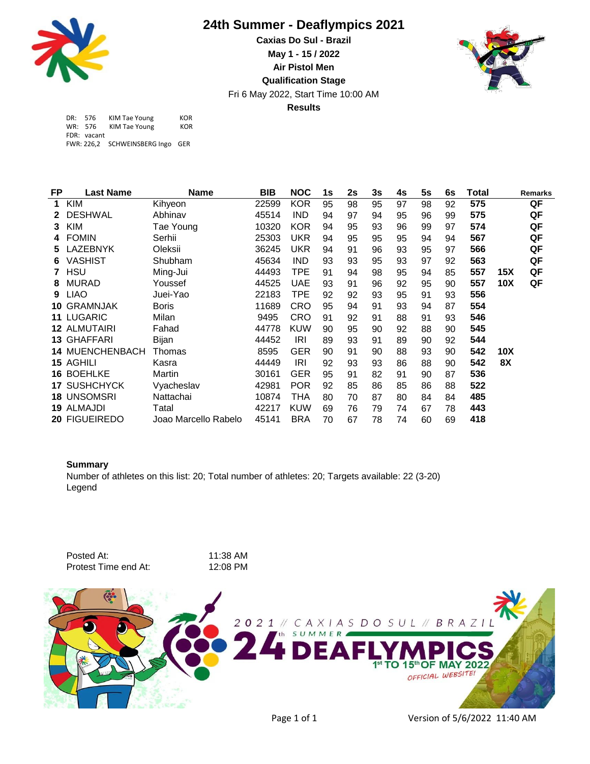# 24th Summer - Deaflympics 2021

**Caxias Do Sul - Brazil**

**May 1 - 15 / 2022**

**Air Pistol Men**

**Qualification Stage**

Fri 6 May 2022, Start Time 10:00 AM

**Results**

DR: 576 KIM Tae Young KOR
WR: 576 KIM Tae Young KOR
FDR: vacant
FWR: 226,2 SCHWEINSBERG Ingo GER

| FP | Last Name | Name | BIB | NOC | 1s | 2s | 3s | 4s | 5s | 6s | Total | | Remarks |
|---|---|---|---|---|---|---|---|---|---|---|---|---|---|
| 1 | KIM | Kihyeon | 22599 | KOR | 95 | 98 | 95 | 97 | 98 | 92 | **575** | | **QF** |
| 2 | DESHWAL | Abhinav | 45514 | IND | 94 | 97 | 94 | 95 | 96 | 99 | **575** | | **QF** |
| 3 | KIM | Tae Young | 10320 | KOR | 94 | 95 | 93 | 96 | 99 | 97 | **574** | | **QF** |
| 4 | FOMIN | Serhii | 25303 | UKR | 94 | 95 | 95 | 95 | 94 | 94 | **567** | | **QF** |
| 5 | LAZEBNYK | Oleksii | 36245 | UKR | 94 | 91 | 96 | 93 | 95 | 97 | **566** | | **QF** |
| 6 | VASHIST | Shubham | 45634 | IND | 93 | 93 | 95 | 93 | 97 | 92 | **563** | | **QF** |
| 7 | HSU | Ming-Jui | 44493 | TPE | 91 | 94 | 98 | 95 | 94 | 85 | **557** | **15X** | **QF** |
| 8 | MURAD | Youssef | 44525 | UAE | 93 | 91 | 96 | 92 | 95 | 90 | **557** | **10X** | **QF** |
| 9 | LIAO | Juei-Yao | 22183 | TPE | 92 | 92 | 93 | 95 | 91 | 93 | **556** | | |
| 10 | GRAMNJAK | Boris | 11689 | CRO | 95 | 94 | 91 | 93 | 94 | 87 | **554** | | |
| 11 | LUGARIC | Milan | 9495 | CRO | 91 | 92 | 91 | 88 | 91 | 93 | **546** | | |
| 12 | ALMUTAIRI | Fahad | 44778 | KUW | 90 | 95 | 90 | 92 | 88 | 90 | **545** | | |
| 13 | GHAFFARI | Bijan | 44452 | IRI | 89 | 93 | 91 | 89 | 90 | 92 | **544** | | |
| 14 | MUENCHENBACH | Thomas | 8595 | GER | 90 | 91 | 90 | 88 | 93 | 90 | **542** | **10X** | |
| 15 | AGHILI | Kasra | 44449 | IRI | 92 | 93 | 93 | 86 | 88 | 90 | **542** | **8X** | |
| 16 | BOEHLKE | Martin | 30161 | GER | 95 | 91 | 82 | 91 | 90 | 87 | **536** | | |
| 17 | SUSHCHYCK | Vyacheslav | 42981 | POR | 92 | 85 | 86 | 85 | 86 | 88 | **522** | | |
| 18 | UNSOMSRI | Nattachai | 10874 | THA | 80 | 70 | 87 | 80 | 84 | 84 | **485** | | |
| 19 | ALMAJDI | Tatal | 42217 | KUW | 69 | 76 | 79 | 74 | 67 | 78 | **443** | | |
| 20 | FIGUEIREDO | Joao Marcello Rabelo | 45141 | BRA | 70 | 67 | 78 | 74 | 60 | 69 | **418** | | |

**Summary**

Number of athletes on this list: 20; Total number of athletes: 20; Targets available: 22 (3-20)

Legend

Posted At: 11:38 AM

Protest Time end At: 12:08 PM

2021 // CAXIAS DO SUL // BRAZIL

24th SUMMER DEAFLYMPICS

1st TO 15th OF MAY 2022

OFFICIAL WEBSITE!

Version of 5/6/2022 11:40 AM